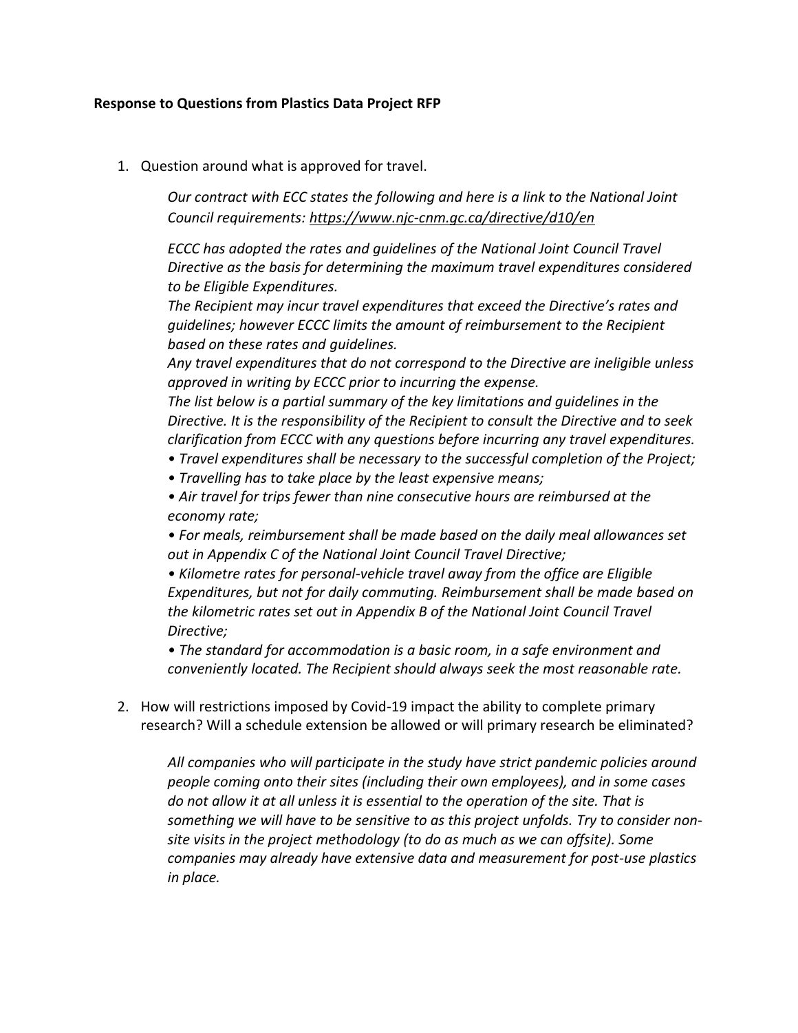**Response to Questions from Plastics Data Project RFP**

1. Question around what is approved for travel.

   *Our contract with ECC states the following and here is a link to the National Joint Council requirements: https://www.njc-cnm.gc.ca/directive/d10/en*

   *ECCC has adopted the rates and guidelines of the National Joint Council Travel Directive as the basis for determining the maximum travel expenditures considered to be Eligible Expenditures.*

   *The Recipient may incur travel expenditures that exceed the Directive's rates and guidelines; however ECCC limits the amount of reimbursement to the Recipient based on these rates and guidelines.*

   *Any travel expenditures that do not correspond to the Directive are ineligible unless approved in writing by ECCC prior to incurring the expense.*

   *The list below is a partial summary of the key limitations and guidelines in the Directive. It is the responsibility of the Recipient to consult the Directive and to seek clarification from ECCC with any questions before incurring any travel expenditures.*

   - *Travel expenditures shall be necessary to the successful completion of the Project;*
   - *Travelling has to take place by the least expensive means;*
   - *Air travel for trips fewer than nine consecutive hours are reimbursed at the economy rate;*
   - *For meals, reimbursement shall be made based on the daily meal allowances set out in Appendix C of the National Joint Council Travel Directive;*
   - *Kilometre rates for personal-vehicle travel away from the office are Eligible Expenditures, but not for daily commuting. Reimbursement shall be made based on the kilometric rates set out in Appendix B of the National Joint Council Travel Directive;*
   - *The standard for accommodation is a basic room, in a safe environment and conveniently located. The Recipient should always seek the most reasonable rate.*

2. How will restrictions imposed by Covid-19 impact the ability to complete primary research? Will a schedule extension be allowed or will primary research be eliminated?

   *All companies who will participate in the study have strict pandemic policies around people coming onto their sites (including their own employees), and in some cases do not allow it at all unless it is essential to the operation of the site. That is something we will have to be sensitive to as this project unfolds. Try to consider non-site visits in the project methodology (to do as much as we can offsite). Some companies may already have extensive data and measurement for post-use plastics in place.*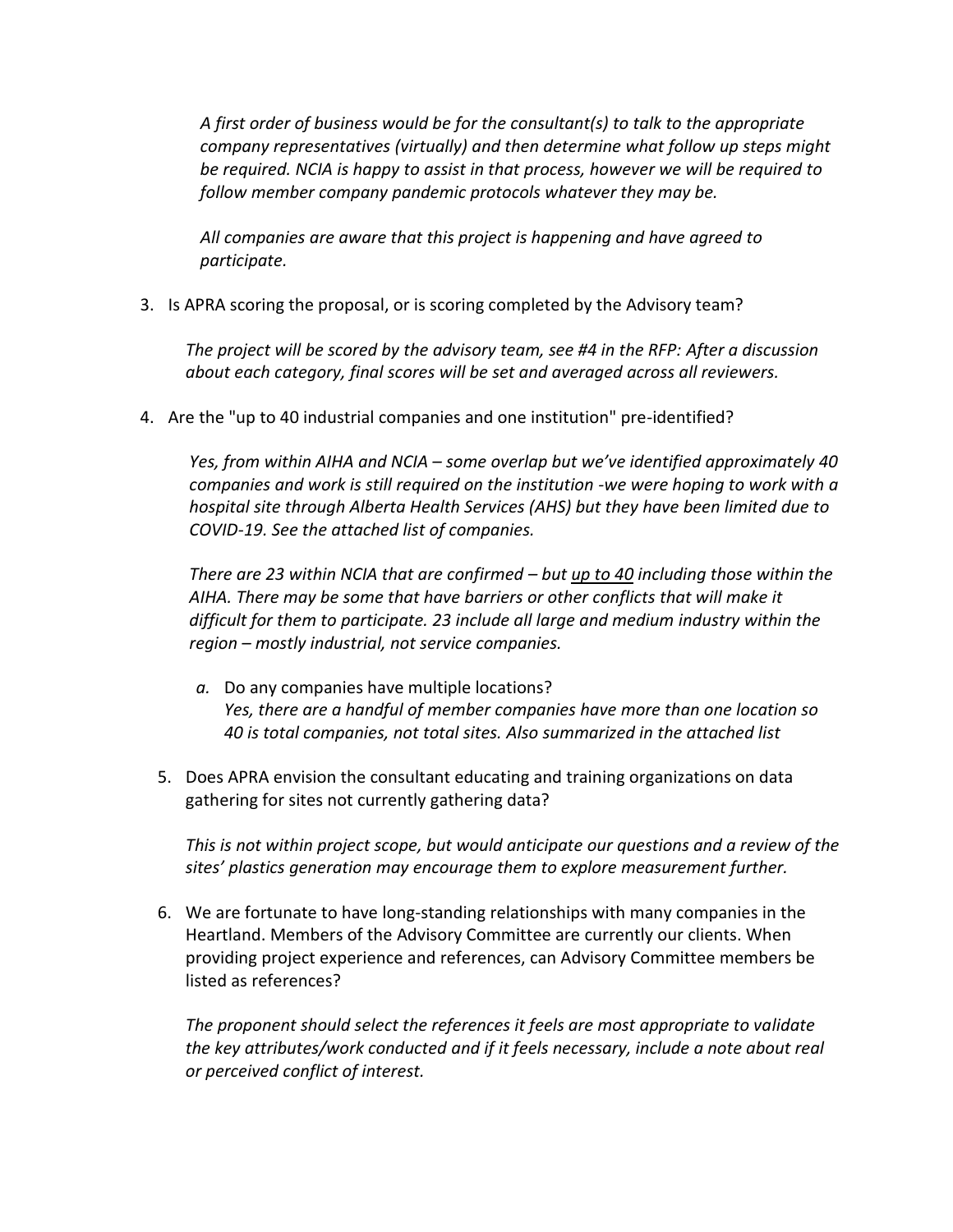*A first order of business would be for the consultant(s) to talk to the appropriate company representatives (virtually) and then determine what follow up steps might be required. NCIA is happy to assist in that process, however we will be required to follow member company pandemic protocols whatever they may be.*

*All companies are aware that this project is happening and have agreed to participate.*

3. Is APRA scoring the proposal, or is scoring completed by the Advisory team?

   *The project will be scored by the advisory team, see #4 in the RFP: After a discussion about each category, final scores will be set and averaged across all reviewers.*

4. Are the "up to 40 industrial companies and one institution" pre-identified?

   *Yes, from within AIHA and NCIA – some overlap but we've identified approximately 40 companies and work is still required on the institution -we were hoping to work with a hospital site through Alberta Health Services (AHS) but they have been limited due to COVID-19. See the attached list of companies.*

   *There are 23 within NCIA that are confirmed – but up to 40 including those within the AIHA. There may be some that have barriers or other conflicts that will make it difficult for them to participate. 23 include all large and medium industry within the region – mostly industrial, not service companies.*

   *a.* Do any companies have multiple locations?
   *Yes, there are a handful of member companies have more than one location so 40 is total companies, not total sites. Also summarized in the attached list*

5. Does APRA envision the consultant educating and training organizations on data gathering for sites not currently gathering data?

   *This is not within project scope, but would anticipate our questions and a review of the sites' plastics generation may encourage them to explore measurement further.*

6. We are fortunate to have long-standing relationships with many companies in the Heartland. Members of the Advisory Committee are currently our clients. When providing project experience and references, can Advisory Committee members be listed as references?

   *The proponent should select the references it feels are most appropriate to validate the key attributes/work conducted and if it feels necessary, include a note about real or perceived conflict of interest.*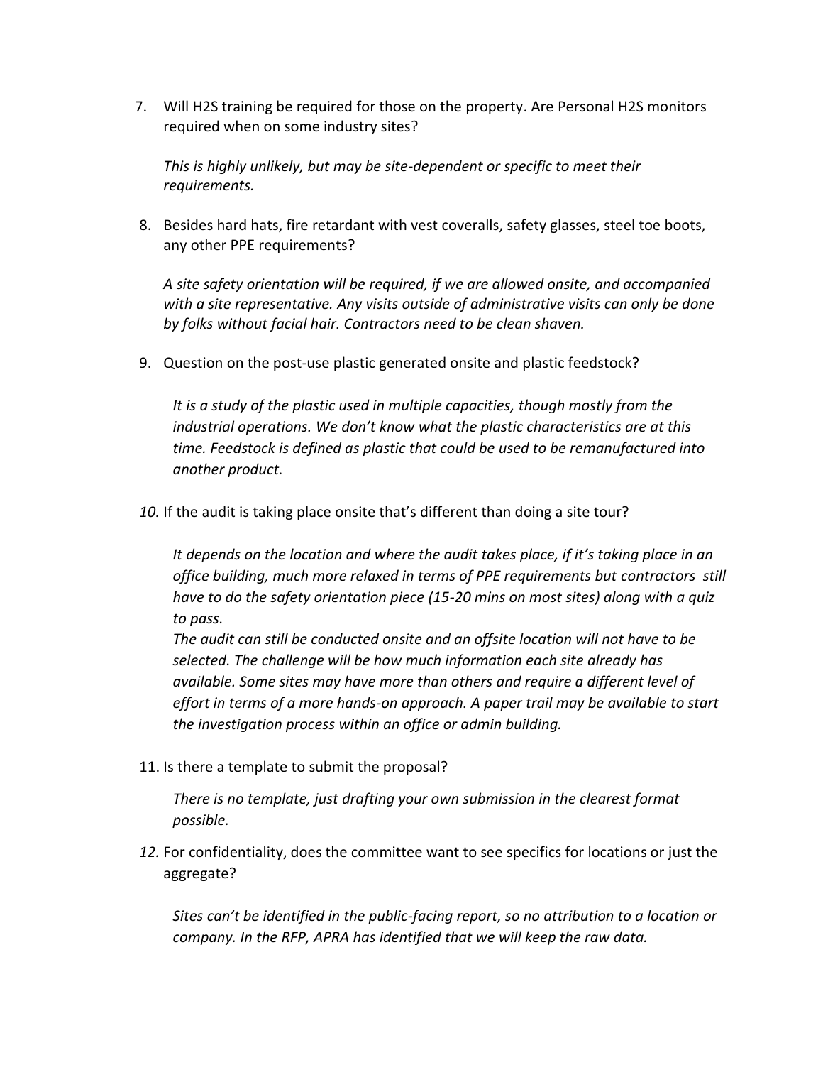7. Will H2S training be required for those on the property. Are Personal H2S monitors required when on some industry sites?

   *This is highly unlikely, but may be site-dependent or specific to meet their requirements.*

8. Besides hard hats, fire retardant with vest coveralls, safety glasses, steel toe boots, any other PPE requirements?

   *A site safety orientation will be required, if we are allowed onsite, and accompanied with a site representative. Any visits outside of administrative visits can only be done by folks without facial hair. Contractors need to be clean shaven.*

9. Question on the post-use plastic generated onsite and plastic feedstock?

   *It is a study of the plastic used in multiple capacities, though mostly from the industrial operations. We don't know what the plastic characteristics are at this time. Feedstock is defined as plastic that could be used to be remanufactured into another product.*

10. If the audit is taking place onsite that's different than doing a site tour?

    *It depends on the location and where the audit takes place, if it's taking place in an office building, much more relaxed in terms of PPE requirements but contractors still have to do the safety orientation piece (15-20 mins on most sites) along with a quiz to pass.*
    *The audit can still be conducted onsite and an offsite location will not have to be selected. The challenge will be how much information each site already has available. Some sites may have more than others and require a different level of effort in terms of a more hands-on approach. A paper trail may be available to start the investigation process within an office or admin building.*

11. Is there a template to submit the proposal?

    *There is no template, just drafting your own submission in the clearest format possible.*

12. For confidentiality, does the committee want to see specifics for locations or just the aggregate?

    *Sites can't be identified in the public-facing report, so no attribution to a location or company. In the RFP, APRA has identified that we will keep the raw data.*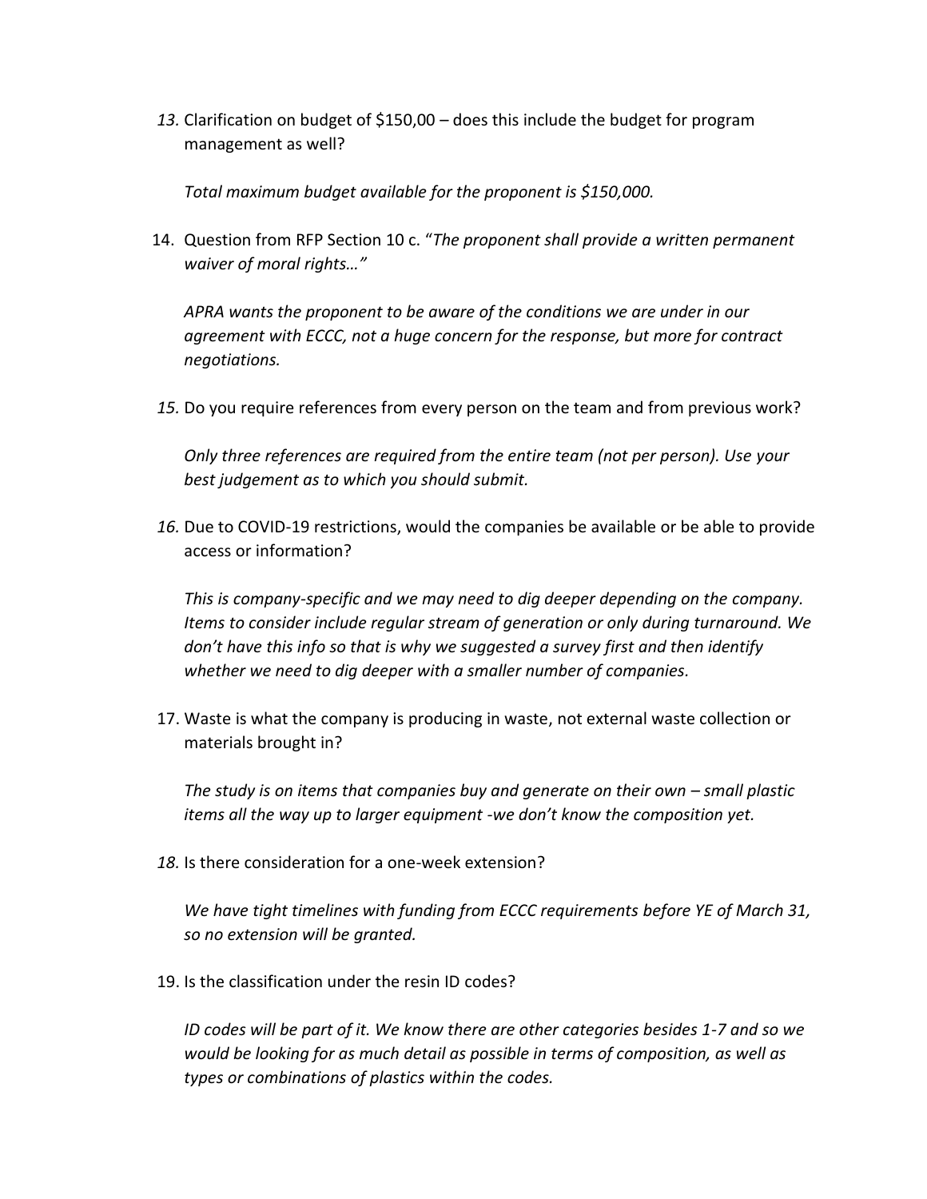13. Clarification on budget of $150,00 – does this include the budget for program management as well?

    *Total maximum budget available for the proponent is $150,000.*

14. Question from RFP Section 10 c. "*The proponent shall provide a written permanent waiver of moral rights…"*

    *APRA wants the proponent to be aware of the conditions we are under in our agreement with ECCC, not a huge concern for the response, but more for contract negotiations.*

15. Do you require references from every person on the team and from previous work?

    *Only three references are required from the entire team (not per person). Use your best judgement as to which you should submit.*

16. Due to COVID-19 restrictions, would the companies be available or be able to provide access or information?

    *This is company-specific and we may need to dig deeper depending on the company. Items to consider include regular stream of generation or only during turnaround. We don't have this info so that is why we suggested a survey first and then identify whether we need to dig deeper with a smaller number of companies.*

17. Waste is what the company is producing in waste, not external waste collection or materials brought in?

    *The study is on items that companies buy and generate on their own – small plastic items all the way up to larger equipment -we don't know the composition yet.*

18. Is there consideration for a one-week extension?

    *We have tight timelines with funding from ECCC requirements before YE of March 31, so no extension will be granted.*

19. Is the classification under the resin ID codes?

    *ID codes will be part of it. We know there are other categories besides 1-7 and so we would be looking for as much detail as possible in terms of composition, as well as types or combinations of plastics within the codes.*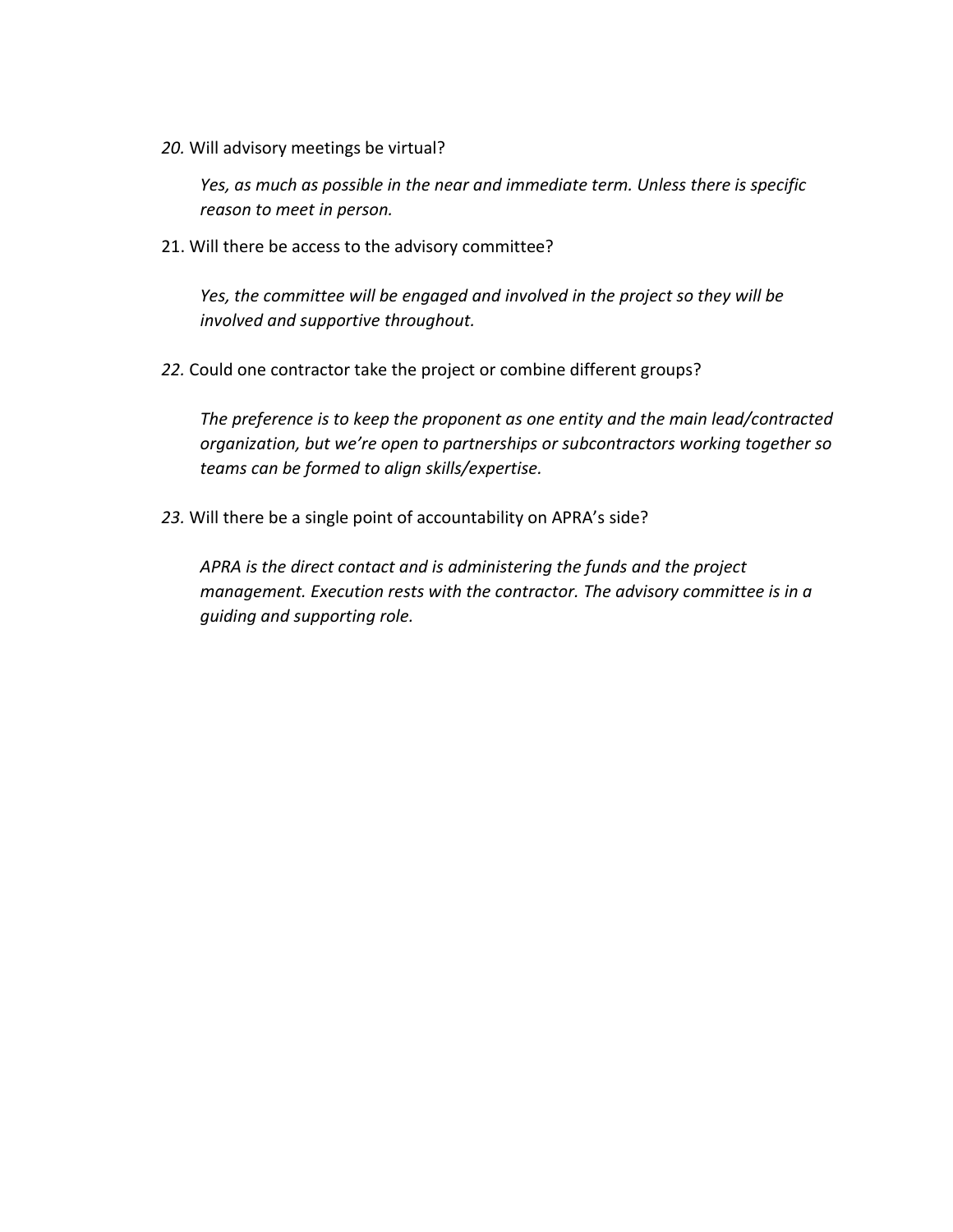*20.* Will advisory meetings be virtual?

> *Yes, as much as possible in the near and immediate term. Unless there is specific reason to meet in person.*

21. Will there be access to the advisory committee?

> *Yes, the committee will be engaged and involved in the project so they will be involved and supportive throughout.*

*22.* Could one contractor take the project or combine different groups?

> *The preference is to keep the proponent as one entity and the main lead/contracted organization, but we're open to partnerships or subcontractors working together so teams can be formed to align skills/expertise.*

*23.* Will there be a single point of accountability on APRA's side?

> *APRA is the direct contact and is administering the funds and the project management. Execution rests with the contractor. The advisory committee is in a guiding and supporting role.*